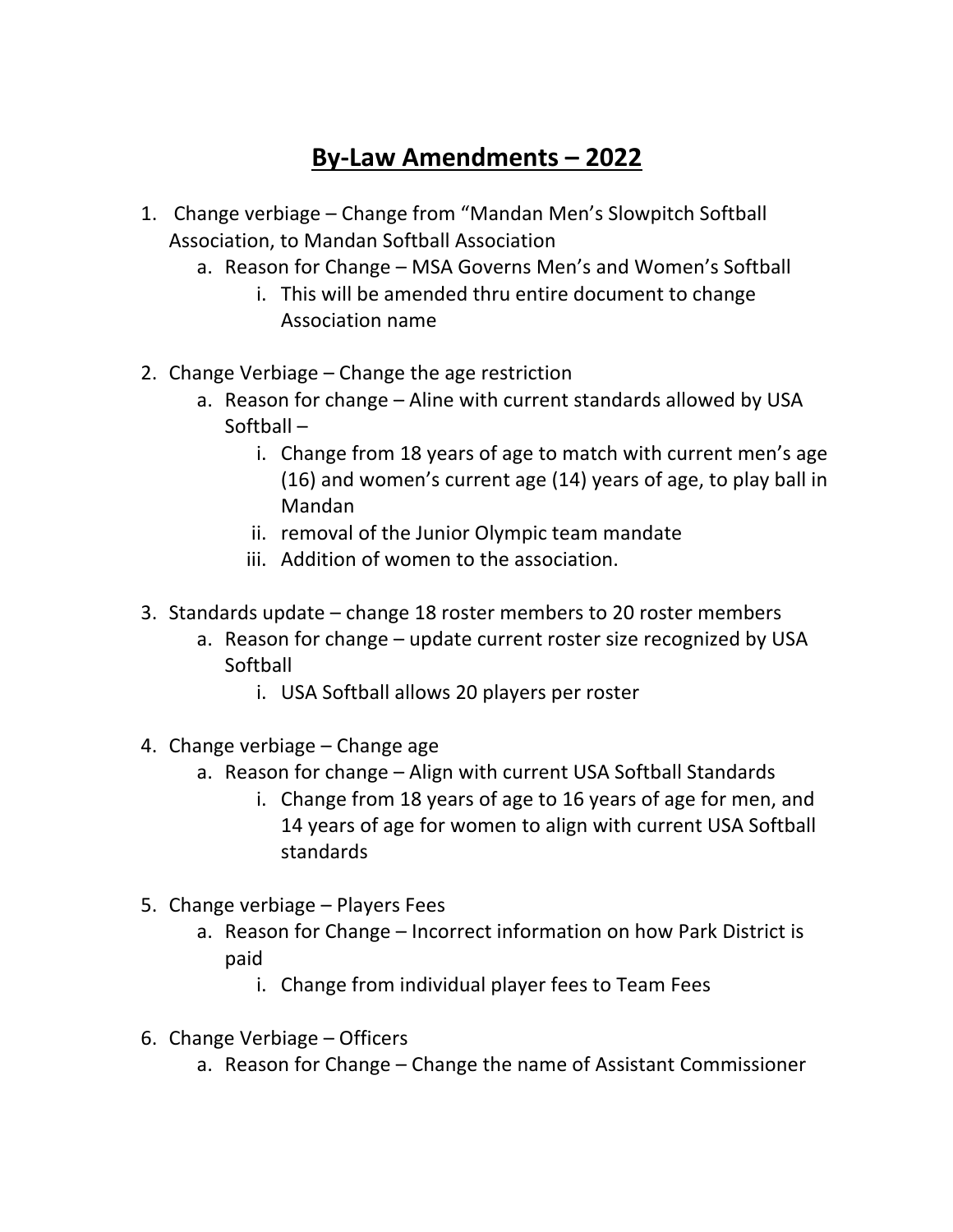# By-Law Amendments – 2022

1. Change verbiage – Change from "Mandan Men's Slowpitch Softball Association, to Mandan Softball Association
    a. Reason for Change – MSA Governs Men's and Women's Softball
        i. This will be amended thru entire document to change Association name

2. Change Verbiage – Change the age restriction
    a. Reason for change – Aline with current standards allowed by USA Softball –
        i. Change from 18 years of age to match with current men's age (16) and women's current age (14) years of age, to play ball in Mandan
        ii. removal of the Junior Olympic team mandate
        iii. Addition of women to the association.

3. Standards update – change 18 roster members to 20 roster members
    a. Reason for change – update current roster size recognized by USA Softball
        i. USA Softball allows 20 players per roster

4. Change verbiage – Change age
    a. Reason for change – Align with current USA Softball Standards
        i. Change from 18 years of age to 16 years of age for men, and 14 years of age for women to align with current USA Softball standards

5. Change verbiage – Players Fees
    a. Reason for Change – Incorrect information on how Park District is paid
        i. Change from individual player fees to Team Fees

6. Change Verbiage – Officers
    a. Reason for Change – Change the name of Assistant Commissioner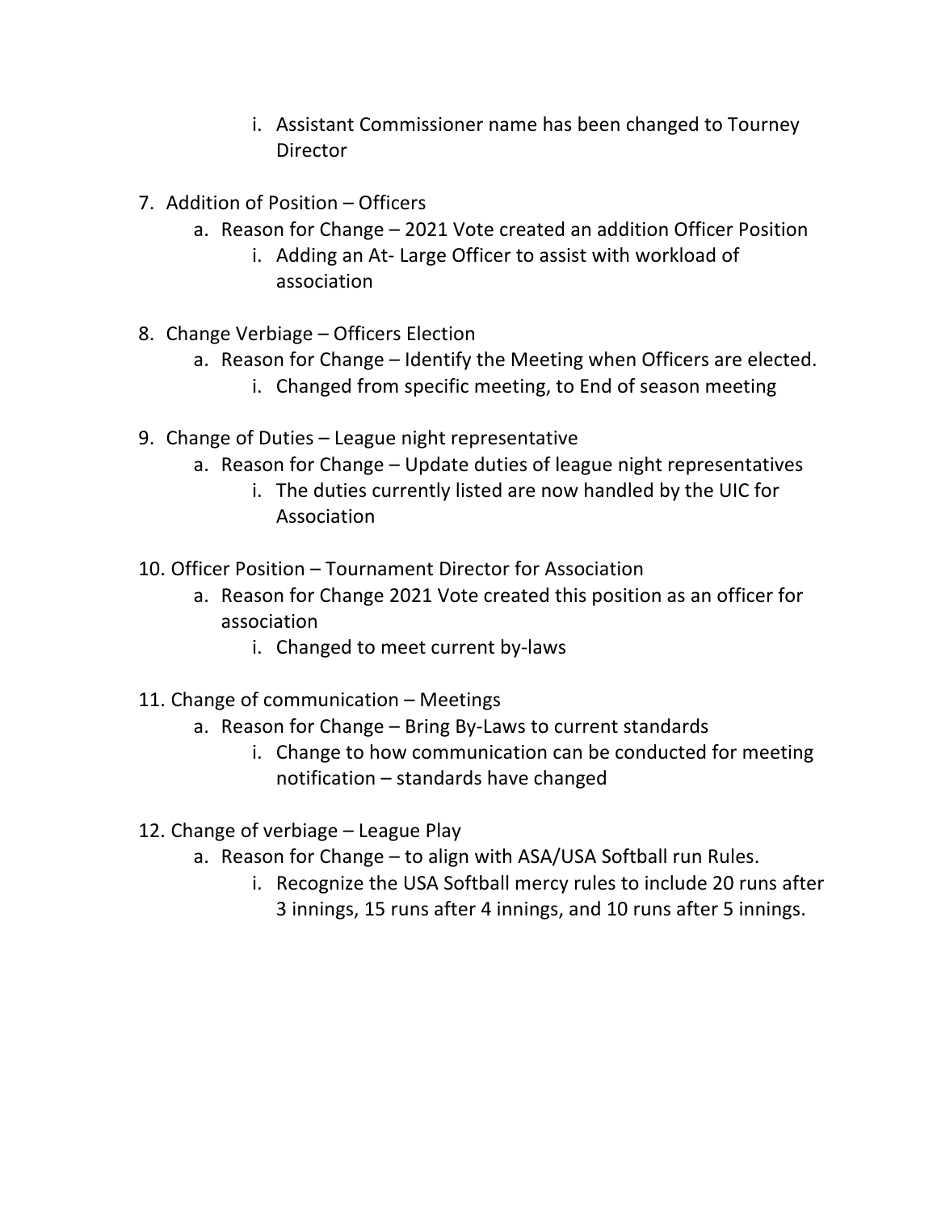i. Assistant Commissioner name has been changed to Tourney Director

7. Addition of Position – Officers
    a. Reason for Change – 2021 Vote created an addition Officer Position
        i. Adding an At- Large Officer to assist with workload of association

8. Change Verbiage – Officers Election
    a. Reason for Change – Identify the Meeting when Officers are elected.
        i. Changed from specific meeting, to End of season meeting

9. Change of Duties – League night representative
    a. Reason for Change – Update duties of league night representatives
        i. The duties currently listed are now handled by the UIC for Association

10. Officer Position – Tournament Director for Association
    a. Reason for Change 2021 Vote created this position as an officer for association
        i. Changed to meet current by-laws

11. Change of communication – Meetings
    a. Reason for Change – Bring By-Laws to current standards
        i. Change to how communication can be conducted for meeting notification – standards have changed

12. Change of verbiage – League Play
    a. Reason for Change – to align with ASA/USA Softball run Rules.
        i. Recognize the USA Softball mercy rules to include 20 runs after 3 innings, 15 runs after 4 innings, and 10 runs after 5 innings.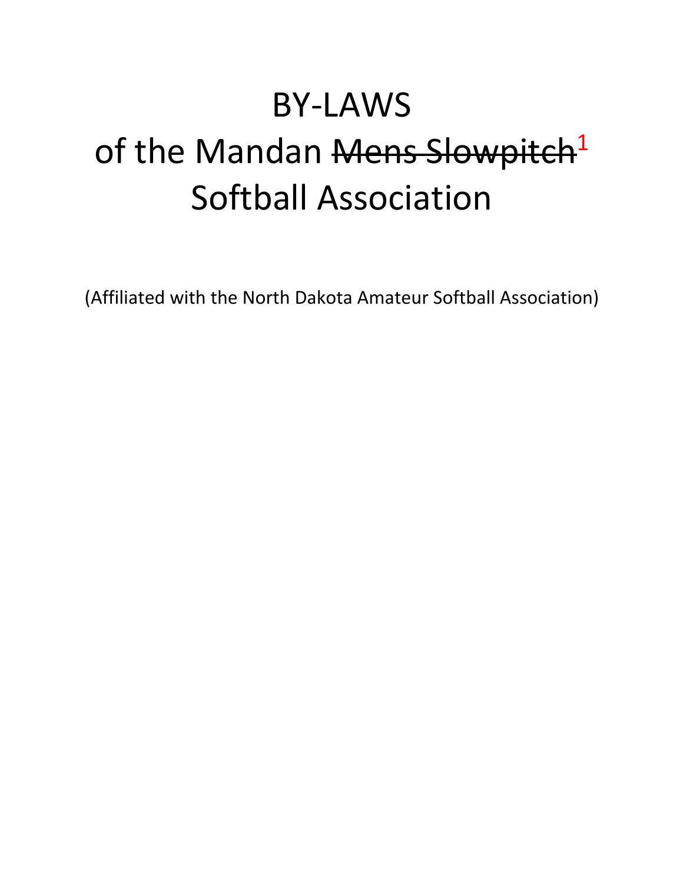# BY-LAWS

# of the Mandan ~~Mens Slowpitch~~[1] Softball Association

(Affiliated with the North Dakota Amateur Softball Association)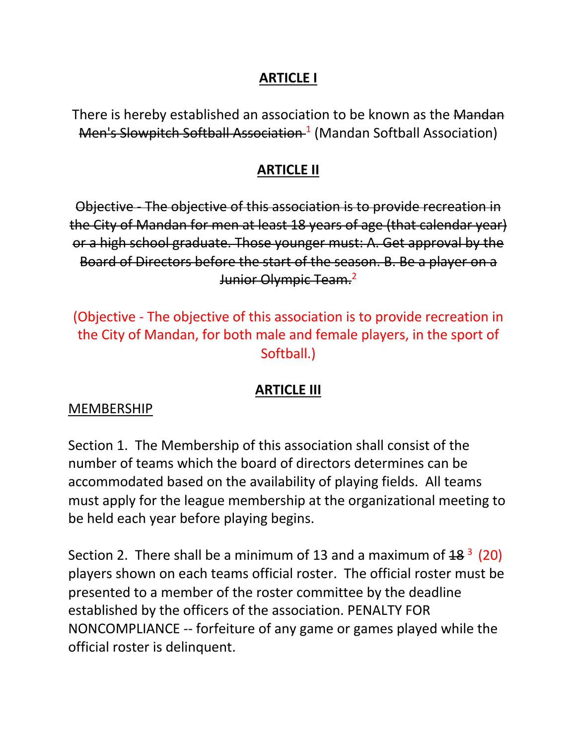## ARTICLE I

There is hereby established an association to be known as the ~~Mandan Men's Slowpitch Softball Association~~ [1] (Mandan Softball Association)

## ARTICLE II

~~Objective - The objective of this association is to provide recreation in the City of Mandan for men at least 18 years of age (that calendar year) or a high school graduate. Those younger must: A. Get approval by the Board of Directors before the start of the season. B. Be a player on a Junior Olympic Team.~~ [2]

(Objective - The objective of this association is to provide recreation in the City of Mandan, for both male and female players, in the sport of Softball.)

## ARTICLE III

MEMBERSHIP

Section 1. The Membership of this association shall consist of the number of teams which the board of directors determines can be accommodated based on the availability of playing fields. All teams must apply for the league membership at the organizational meeting to be held each year before playing begins.

Section 2. There shall be a minimum of 13 and a maximum of ~~18~~ [3] (20) players shown on each teams official roster. The official roster must be presented to a member of the roster committee by the deadline established by the officers of the association. PENALTY FOR NONCOMPLIANCE -- forfeiture of any game or games played while the official roster is delinquent.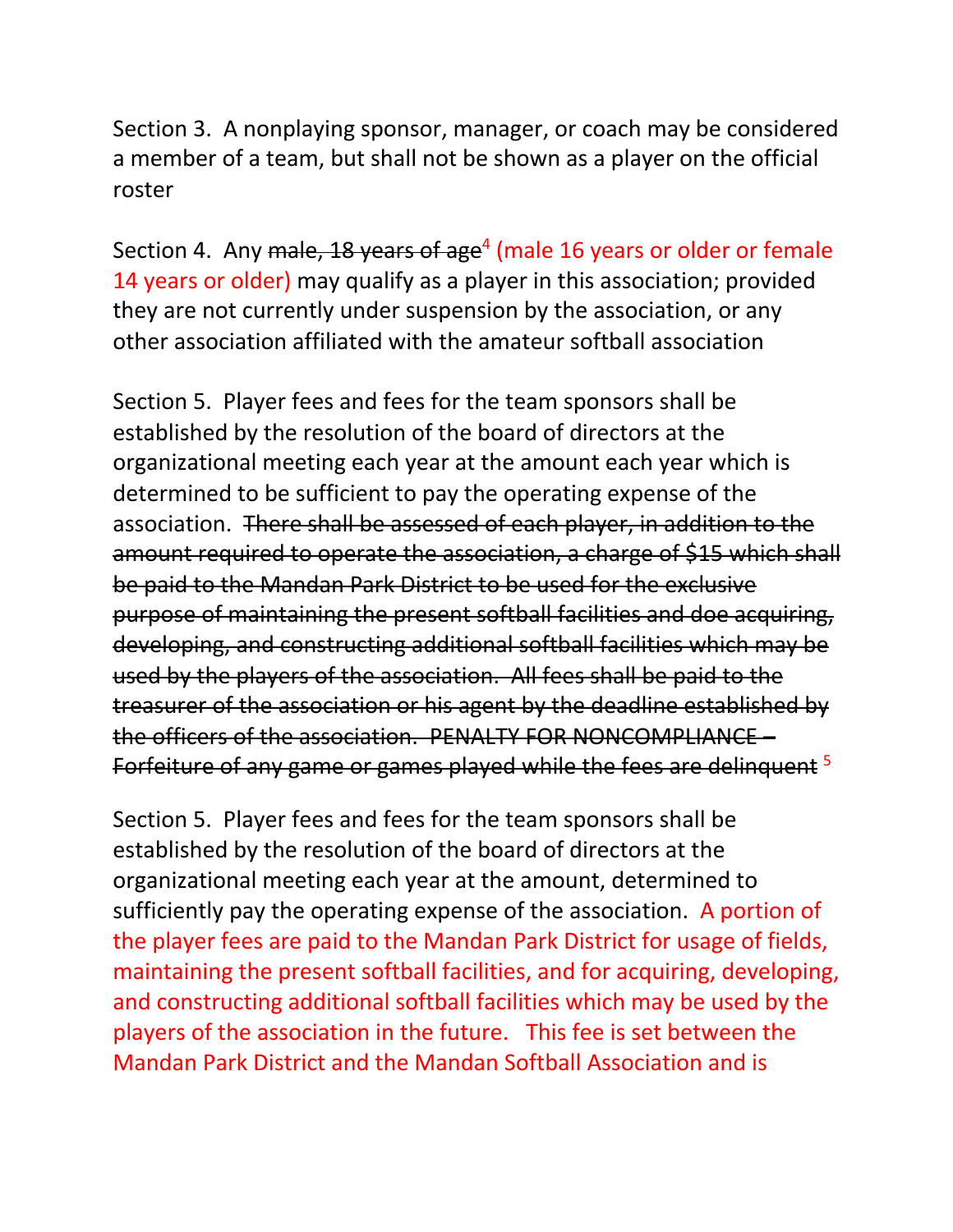Section 3. A nonplaying sponsor, manager, or coach may be considered a member of a team, but shall not be shown as a player on the official roster

Section 4. Any ~~male, 18 years of age~~[4] (male 16 years or older or female 14 years or older) may qualify as a player in this association; provided they are not currently under suspension by the association, or any other association affiliated with the amateur softball association

Section 5. Player fees and fees for the team sponsors shall be established by the resolution of the board of directors at the organizational meeting each year at the amount each year which is determined to be sufficient to pay the operating expense of the association. ~~There shall be assessed of each player, in addition to the amount required to operate the association, a charge of $15 which shall be paid to the Mandan Park District to be used for the exclusive purpose of maintaining the present softball facilities and doe acquiring, developing, and constructing additional softball facilities which may be used by the players of the association. All fees shall be paid to the treasurer of the association or his agent by the deadline established by the officers of the association. PENALTY FOR NONCOMPLIANCE – Forfeiture of any game or games played while the fees are delinquent~~ [5]

Section 5. Player fees and fees for the team sponsors shall be established by the resolution of the board of directors at the organizational meeting each year at the amount, determined to sufficiently pay the operating expense of the association. A portion of the player fees are paid to the Mandan Park District for usage of fields, maintaining the present softball facilities, and for acquiring, developing, and constructing additional softball facilities which may be used by the players of the association in the future. This fee is set between the Mandan Park District and the Mandan Softball Association and is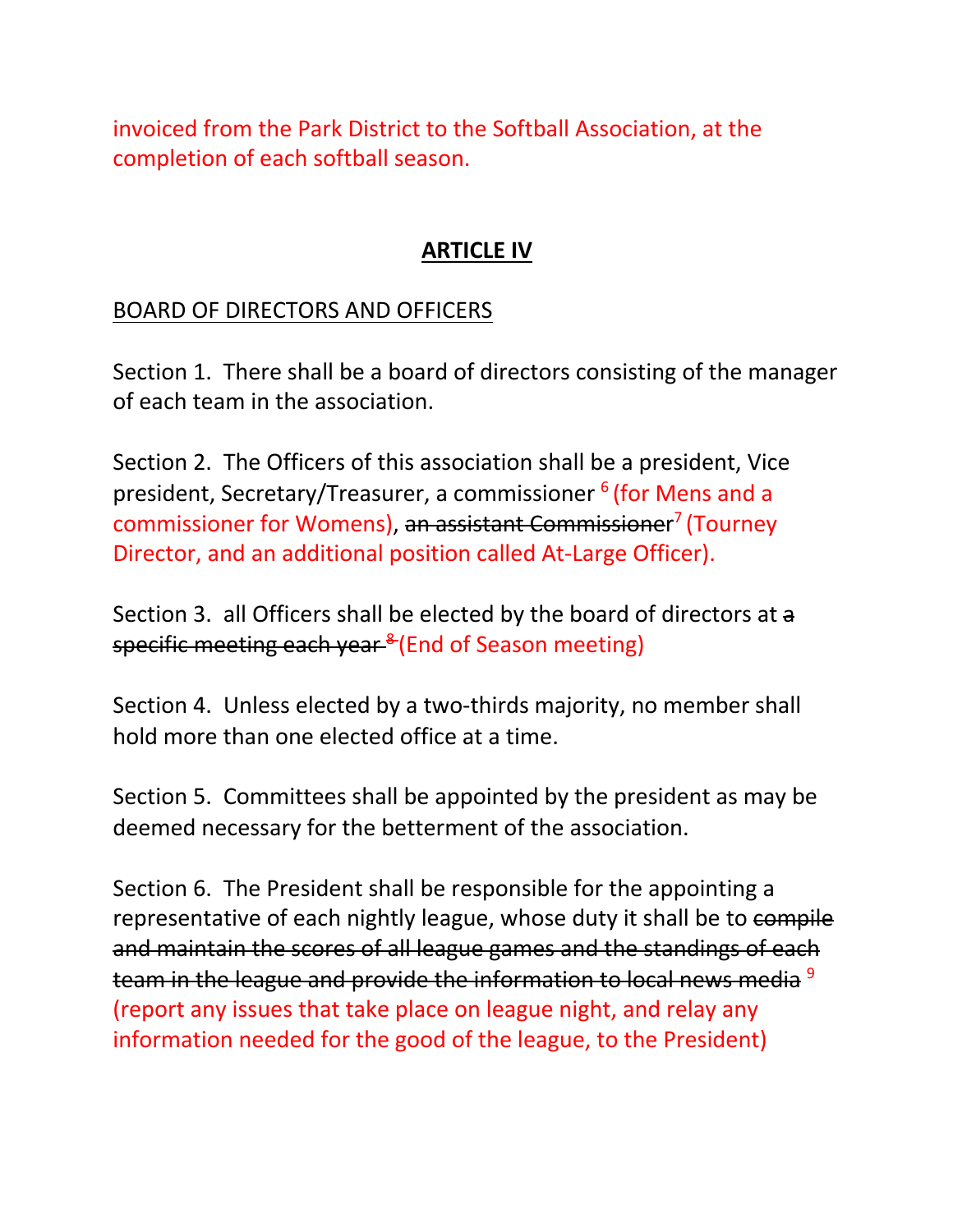invoiced from the Park District to the Softball Association, at the completion of each softball season.

## ARTICLE IV

BOARD OF DIRECTORS AND OFFICERS

Section 1. There shall be a board of directors consisting of the manager of each team in the association.

Section 2. The Officers of this association shall be a president, Vice president, Secretary/Treasurer, a commissioner [6] (for Mens and a commissioner for Womens), ~~an assistant Commissioner~~[7] (Tourney Director, and an additional position called At-Large Officer).

Section 3. all Officers shall be elected by the board of directors at ~~a specific meeting each year~~ ~~[8]~~ (End of Season meeting)

Section 4. Unless elected by a two-thirds majority, no member shall hold more than one elected office at a time.

Section 5. Committees shall be appointed by the president as may be deemed necessary for the betterment of the association.

Section 6. The President shall be responsible for the appointing a representative of each nightly league, whose duty it shall be to ~~compile and maintain the scores of all league games and the standings of each team in the league and provide the information to local news media~~ [9] (report any issues that take place on league night, and relay any information needed for the good of the league, to the President)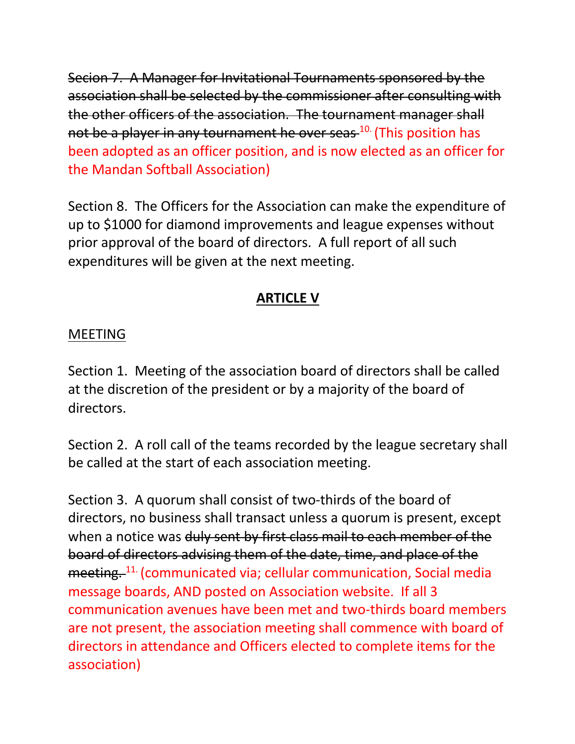~~Secion 7. A Manager for Invitational Tournaments sponsored by the association shall be selected by the commissioner after consulting with the other officers of the association. The tournament manager shall not be a player in any tournament he over seas~~ [10.] (This position has been adopted as an officer position, and is now elected as an officer for the Mandan Softball Association)

Section 8. The Officers for the Association can make the expenditure of up to $1000 for diamond improvements and league expenses without prior approval of the board of directors. A full report of all such expenditures will be given at the next meeting.

## ARTICLE V

MEETING

Section 1. Meeting of the association board of directors shall be called at the discretion of the president or by a majority of the board of directors.

Section 2. A roll call of the teams recorded by the league secretary shall be called at the start of each association meeting.

Section 3. A quorum shall consist of two-thirds of the board of directors, no business shall transact unless a quorum is present, except when a notice was ~~duly sent by first class mail to each member of the board of directors advising them of the date, time, and place of the meeting.~~ [11.] (communicated via; cellular communication, Social media message boards, AND posted on Association website. If all 3 communication avenues have been met and two-thirds board members are not present, the association meeting shall commence with board of directors in attendance and Officers elected to complete items for the association)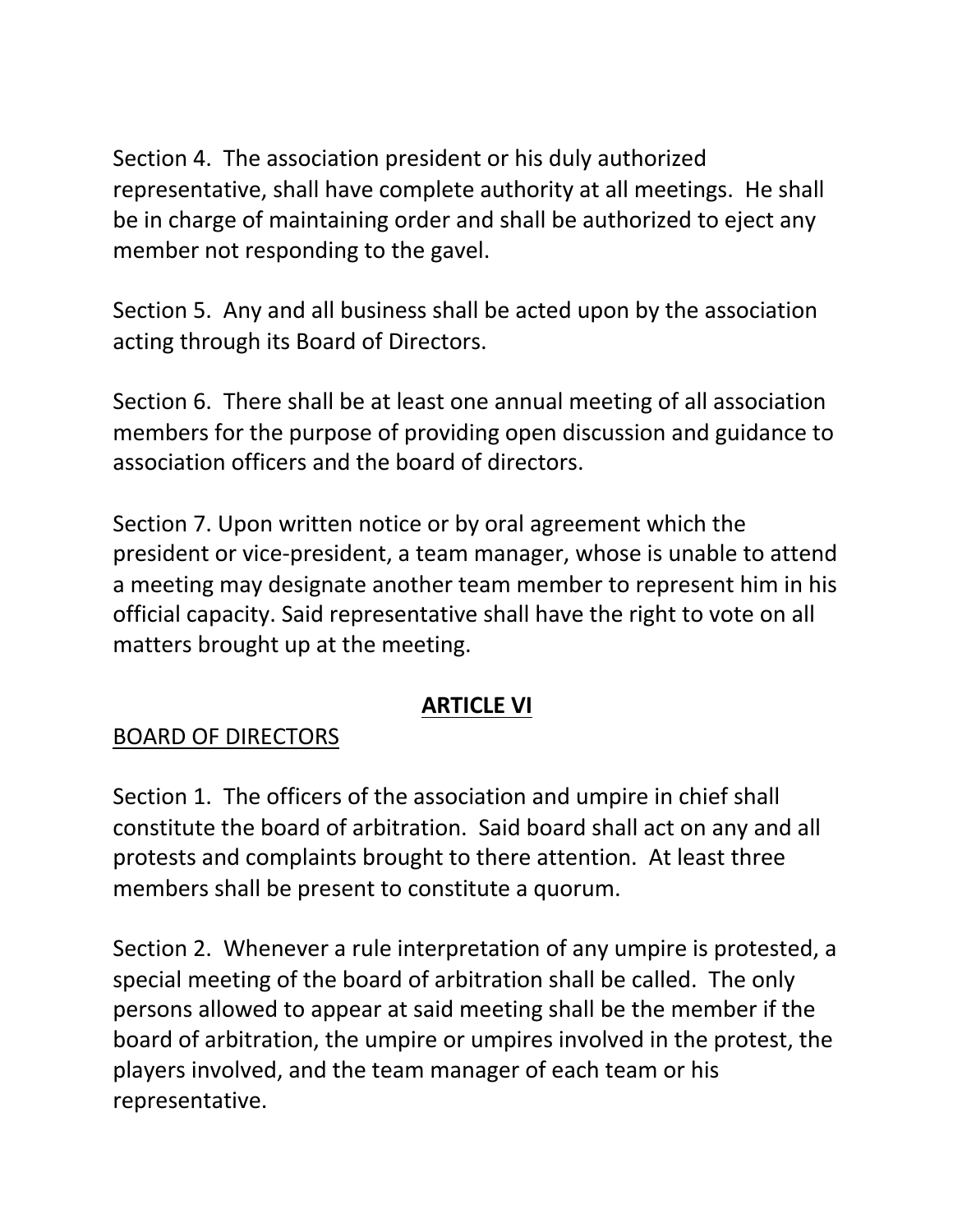Section 4. The association president or his duly authorized representative, shall have complete authority at all meetings. He shall be in charge of maintaining order and shall be authorized to eject any member not responding to the gavel.

Section 5. Any and all business shall be acted upon by the association acting through its Board of Directors.

Section 6. There shall be at least one annual meeting of all association members for the purpose of providing open discussion and guidance to association officers and the board of directors.

Section 7. Upon written notice or by oral agreement which the president or vice-president, a team manager, whose is unable to attend a meeting may designate another team member to represent him in his official capacity. Said representative shall have the right to vote on all matters brought up at the meeting.

## <u>ARTICLE VI</u>

<u>BOARD OF DIRECTORS</u>

Section 1. The officers of the association and umpire in chief shall constitute the board of arbitration. Said board shall act on any and all protests and complaints brought to there attention. At least three members shall be present to constitute a quorum.

Section 2. Whenever a rule interpretation of any umpire is protested, a special meeting of the board of arbitration shall be called. The only persons allowed to appear at said meeting shall be the member if the board of arbitration, the umpire or umpires involved in the protest, the players involved, and the team manager of each team or his representative.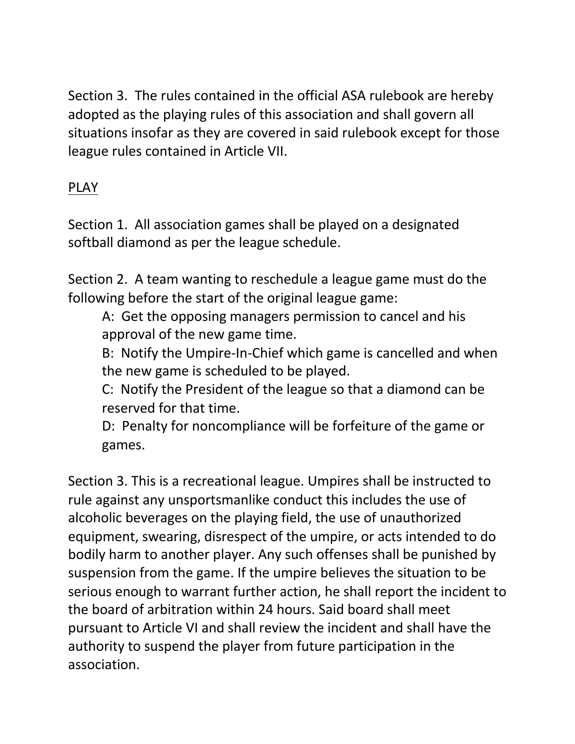Section 3. The rules contained in the official ASA rulebook are hereby adopted as the playing rules of this association and shall govern all situations insofar as they are covered in said rulebook except for those league rules contained in Article VII.

<u>PLAY</u>

Section 1. All association games shall be played on a designated softball diamond as per the league schedule.

Section 2. A team wanting to reschedule a league game must do the following before the start of the original league game:

A: Get the opposing managers permission to cancel and his approval of the new game time.

B: Notify the Umpire-In-Chief which game is cancelled and when the new game is scheduled to be played.

C: Notify the President of the league so that a diamond can be reserved for that time.

D: Penalty for noncompliance will be forfeiture of the game or games.

Section 3. This is a recreational league. Umpires shall be instructed to rule against any unsportsmanlike conduct this includes the use of alcoholic beverages on the playing field, the use of unauthorized equipment, swearing, disrespect of the umpire, or acts intended to do bodily harm to another player. Any such offenses shall be punished by suspension from the game. If the umpire believes the situation to be serious enough to warrant further action, he shall report the incident to the board of arbitration within 24 hours. Said board shall meet pursuant to Article VI and shall review the incident and shall have the authority to suspend the player from future participation in the association.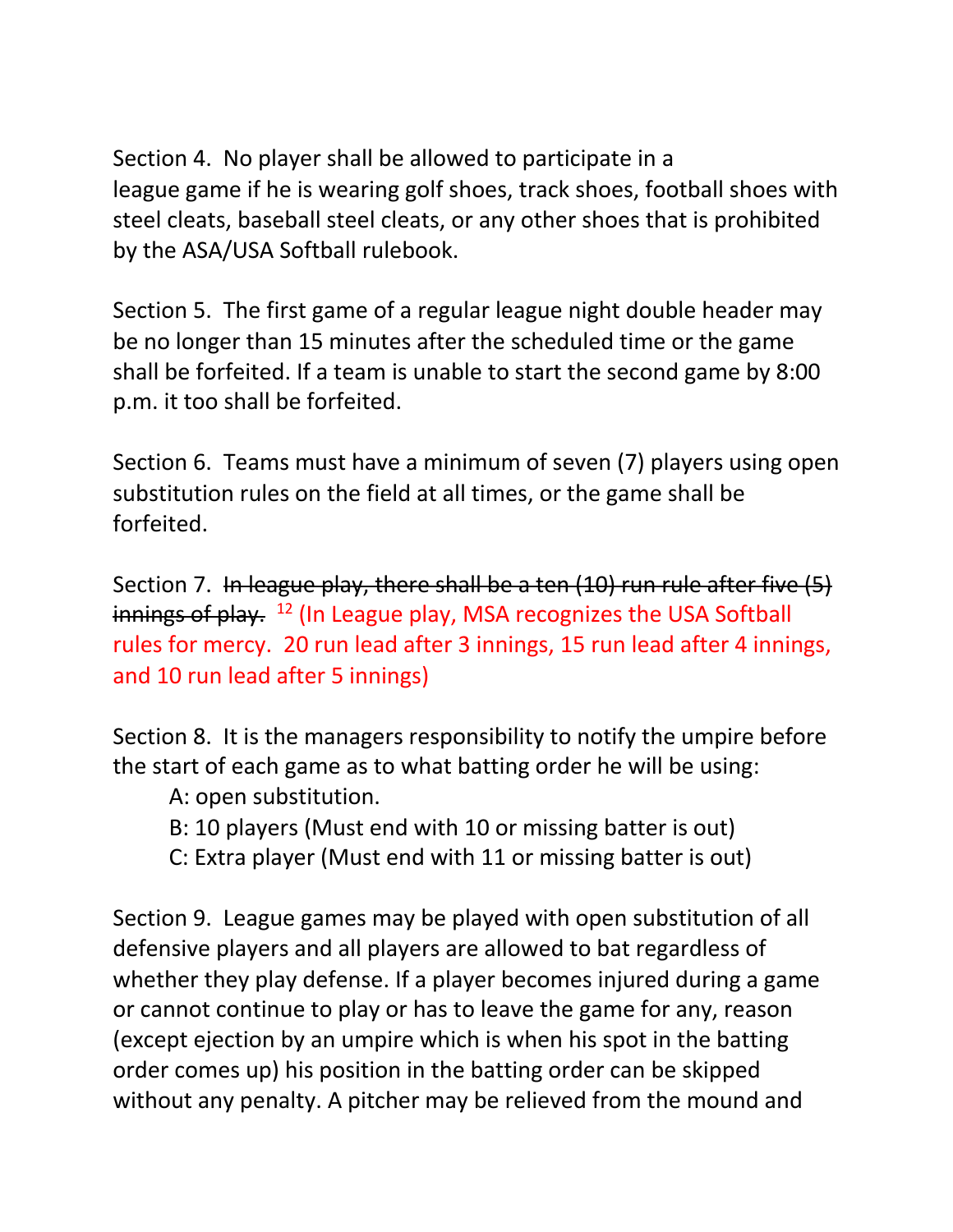Section 4. No player shall be allowed to participate in a league game if he is wearing golf shoes, track shoes, football shoes with steel cleats, baseball steel cleats, or any other shoes that is prohibited by the ASA/USA Softball rulebook.

Section 5. The first game of a regular league night double header may be no longer than 15 minutes after the scheduled time or the game shall be forfeited. If a team is unable to start the second game by 8:00 p.m. it too shall be forfeited.

Section 6. Teams must have a minimum of seven (7) players using open substitution rules on the field at all times, or the game shall be forfeited.

Section 7. ~~In league play, there shall be a ten (10) run rule after five (5) innings of play.~~ [12] (In League play, MSA recognizes the USA Softball rules for mercy. 20 run lead after 3 innings, 15 run lead after 4 innings, and 10 run lead after 5 innings)

Section 8. It is the managers responsibility to notify the umpire before the start of each game as to what batting order he will be using:

A: open substitution.
B: 10 players (Must end with 10 or missing batter is out)
C: Extra player (Must end with 11 or missing batter is out)

Section 9. League games may be played with open substitution of all defensive players and all players are allowed to bat regardless of whether they play defense. If a player becomes injured during a game or cannot continue to play or has to leave the game for any, reason (except ejection by an umpire which is when his spot in the batting order comes up) his position in the batting order can be skipped without any penalty. A pitcher may be relieved from the mound and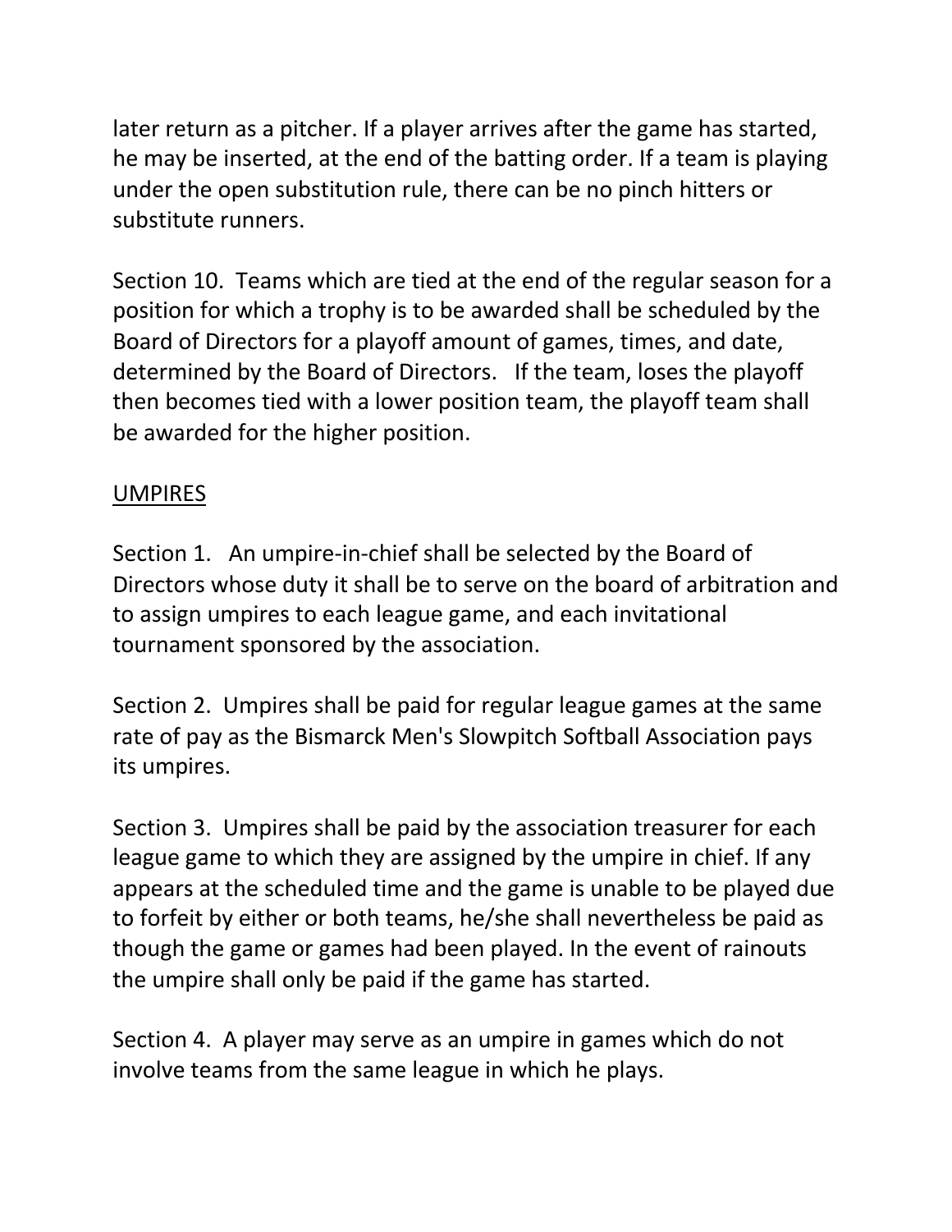later return as a pitcher. If a player arrives after the game has started, he may be inserted, at the end of the batting order. If a team is playing under the open substitution rule, there can be no pinch hitters or substitute runners.

Section 10. Teams which are tied at the end of the regular season for a position for which a trophy is to be awarded shall be scheduled by the Board of Directors for a playoff amount of games, times, and date, determined by the Board of Directors. If the team, loses the playoff then becomes tied with a lower position team, the playoff team shall be awarded for the higher position.

<u>UMPIRES</u>

Section 1. An umpire-in-chief shall be selected by the Board of Directors whose duty it shall be to serve on the board of arbitration and to assign umpires to each league game, and each invitational tournament sponsored by the association.

Section 2. Umpires shall be paid for regular league games at the same rate of pay as the Bismarck Men's Slowpitch Softball Association pays its umpires.

Section 3. Umpires shall be paid by the association treasurer for each league game to which they are assigned by the umpire in chief. If any appears at the scheduled time and the game is unable to be played due to forfeit by either or both teams, he/she shall nevertheless be paid as though the game or games had been played. In the event of rainouts the umpire shall only be paid if the game has started.

Section 4. A player may serve as an umpire in games which do not involve teams from the same league in which he plays.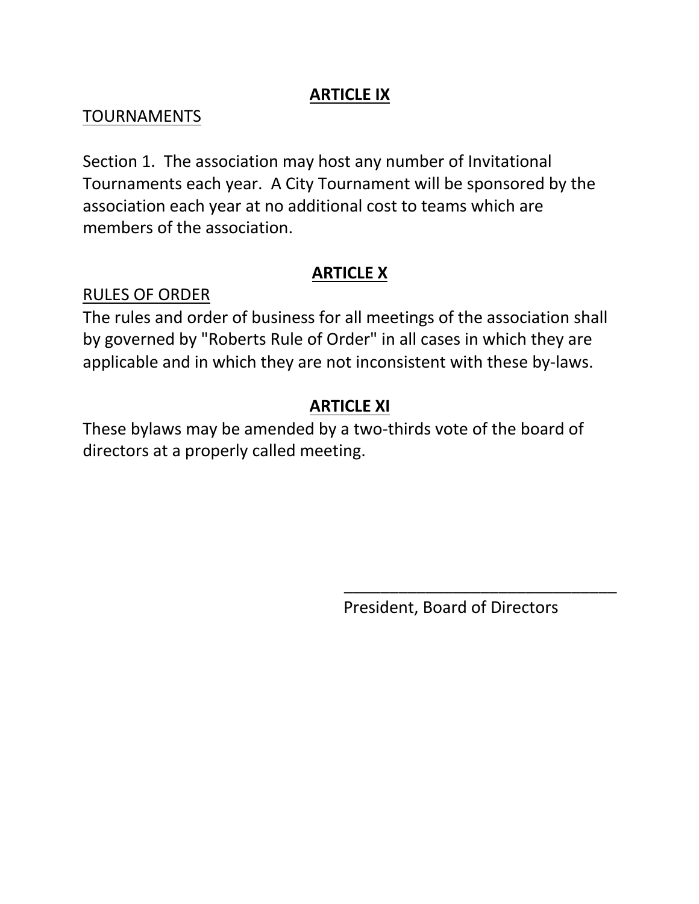## ARTICLE IX

TOURNAMENTS

Section 1. The association may host any number of Invitational Tournaments each year. A City Tournament will be sponsored by the association each year at no additional cost to teams which are members of the association.

## ARTICLE X

RULES OF ORDER

The rules and order of business for all meetings of the association shall by governed by "Roberts Rule of Order" in all cases in which they are applicable and in which they are not inconsistent with these by-laws.

## ARTICLE XI

These bylaws may be amended by a two-thirds vote of the board of directors at a properly called meeting.

\_\_\_\_\_\_\_\_\_\_\_\_\_\_\_\_\_\_\_\_\_\_\_\_\_\_\_\_\_\_\_\_

President, Board of Directors